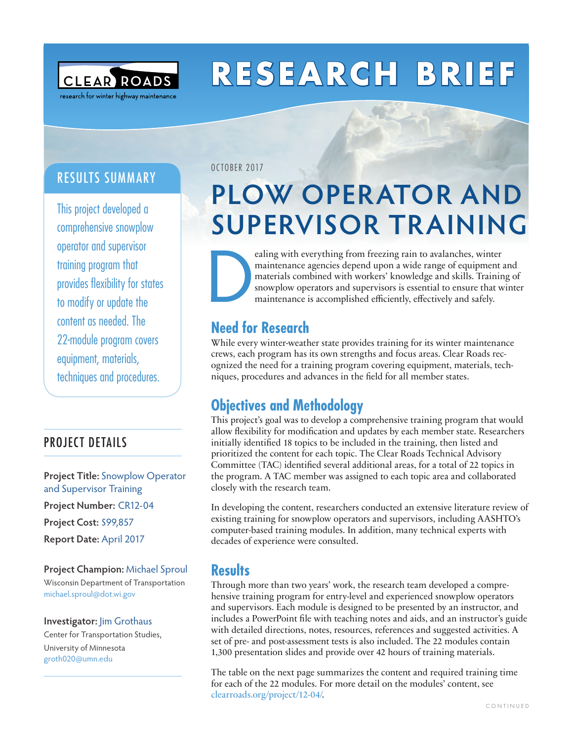CLEAR ROADS

research for winter highway maintenance

# RESEARCH BRIEF

OCTOBER 2017

# PLOW OPERATOR AND SUPERVISOR TRAINING

Dealing with everything from freezing rain to avalanches, winter maintenance agencies depend upon a wide range of equipment and materials combined with workers' knowledge and skills. Training of snowplow operators and supervisors is essential to ensure that winter maintenance is accomplished efficiently, effectively and safely.

## RESULTS SUMMARY

This project developed a comprehensive snowplow operator and supervisor training program that provides flexibility for states to modify or update the content as needed. The 22-module program covers equipment, materials, techniques and procedures.

## PROJECT DETAILS

**Project Title:** Snowplow Operator and Supervisor Training

**Project Number:** CR12-04

**Project Cost:** $99,857

**Report Date:** April 2017

**Project Champion:** Michael Sproul
Wisconsin Department of Transportation
michael.sproul@dot.wi.gov

**Investigator:** Jim Grothaus
Center for Transportation Studies, University of Minnesota
groth020@umn.edu

## Need for Research

While every winter-weather state provides training for its winter maintenance crews, each program has its own strengths and focus areas. Clear Roads recognized the need for a training program covering equipment, materials, techniques, procedures and advances in the field for all member states.

## Objectives and Methodology

This project's goal was to develop a comprehensive training program that would allow flexibility for modification and updates by each member state. Researchers initially identified 18 topics to be included in the training, then listed and prioritized the content for each topic. The Clear Roads Technical Advisory Committee (TAC) identified several additional areas, for a total of 22 topics in the program. A TAC member was assigned to each topic area and collaborated closely with the research team.

In developing the content, researchers conducted an extensive literature review of existing training for snowplow operators and supervisors, including AASHTO's computer-based training modules. In addition, many technical experts with decades of experience were consulted.

## Results

Through more than two years' work, the research team developed a comprehensive training program for entry-level and experienced snowplow operators and supervisors. Each module is designed to be presented by an instructor, and includes a PowerPoint file with teaching notes and aids, and an instructor's guide with detailed directions, notes, resources, references and suggested activities. A set of pre- and post-assessment tests is also included. The 22 modules contain 1,300 presentation slides and provide over 42 hours of training materials.

The table on the next page summarizes the content and required training time for each of the 22 modules. For more detail on the modules' content, see clearroads.org/project/12-04/.

CONTINUED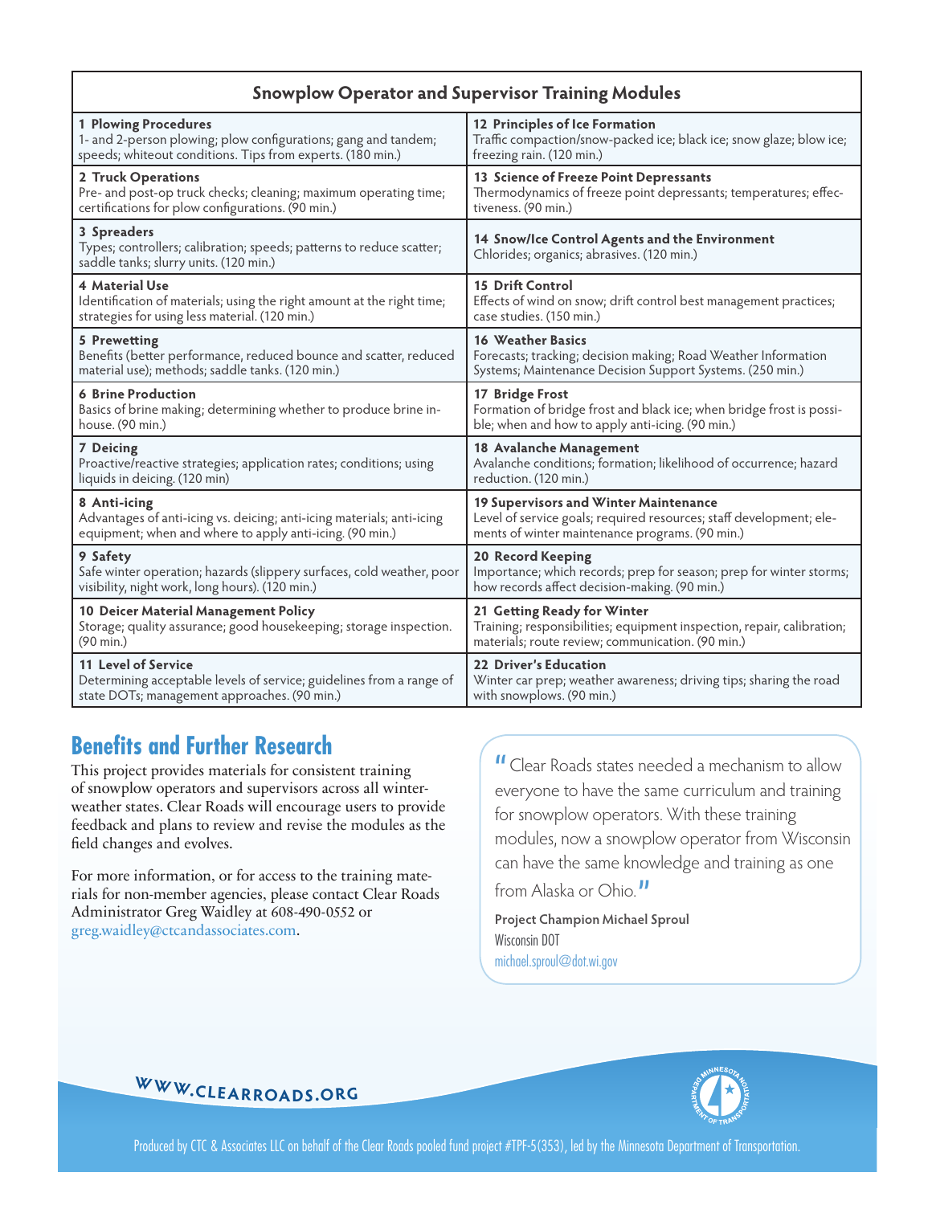| Snowplow Operator and Supervisor Training Modules | |
|---|---|
| **1 Plowing Procedures**<br>1- and 2-person plowing; plow configurations; gang and tandem; speeds; whiteout conditions. Tips from experts. (180 min.) | **12 Principles of Ice Formation**<br>Traffic compaction/snow-packed ice; black ice; snow glaze; blow ice; freezing rain. (120 min.) |
| **2 Truck Operations**<br>Pre- and post-op truck checks; cleaning; maximum operating time; certifications for plow configurations. (90 min.) | **13 Science of Freeze Point Depressants**<br>Thermodynamics of freeze point depressants; temperatures; effectiveness. (90 min.) |
| **3 Spreaders**<br>Types; controllers; calibration; speeds; patterns to reduce scatter; saddle tanks; slurry units. (120 min.) | **14 Snow/Ice Control Agents and the Environment**<br>Chlorides; organics; abrasives. (120 min.) |
| **4 Material Use**<br>Identification of materials; using the right amount at the right time; strategies for using less material. (120 min.) | **15 Drift Control**<br>Effects of wind on snow; drift control best management practices; case studies. (150 min.) |
| **5 Prewetting**<br>Benefits (better performance, reduced bounce and scatter, reduced material use); methods; saddle tanks. (120 min.) | **16 Weather Basics**<br>Forecasts; tracking; decision making; Road Weather Information Systems; Maintenance Decision Support Systems. (250 min.) |
| **6 Brine Production**<br>Basics of brine making; determining whether to produce brine in-house. (90 min.) | **17 Bridge Frost**<br>Formation of bridge frost and black ice; when bridge frost is possible; when and how to apply anti-icing. (90 min.) |
| **7 Deicing**<br>Proactive/reactive strategies; application rates; conditions; using liquids in deicing. (120 min) | **18 Avalanche Management**<br>Avalanche conditions; formation; likelihood of occurrence; hazard reduction. (120 min.) |
| **8 Anti-icing**<br>Advantages of anti-icing vs. deicing; anti-icing materials; anti-icing equipment; when and where to apply anti-icing. (90 min.) | **19 Supervisors and Winter Maintenance**<br>Level of service goals; required resources; staff development; elements of winter maintenance programs. (90 min.) |
| **9 Safety**<br>Safe winter operation; hazards (slippery surfaces, cold weather, poor visibility, night work, long hours). (120 min.) | **20 Record Keeping**<br>Importance; which records; prep for season; prep for winter storms; how records affect decision-making. (90 min.) |
| **10 Deicer Material Management Policy**<br>Storage; quality assurance; good housekeeping; storage inspection. (90 min.) | **21 Getting Ready for Winter**<br>Training; responsibilities; equipment inspection, repair, calibration; materials; route review; communication. (90 min.) |
| **11 Level of Service**<br>Determining acceptable levels of service; guidelines from a range of state DOTs; management approaches. (90 min.) | **22 Driver's Education**<br>Winter car prep; weather awareness; driving tips; sharing the road with snowplows. (90 min.) |

## Benefits and Further Research

This project provides materials for consistent training of snowplow operators and supervisors across all winter-weather states. Clear Roads will encourage users to provide feedback and plans to review and revise the modules as the field changes and evolves.

For more information, or for access to the training materials for non-member agencies, please contact Clear Roads Administrator Greg Waidley at 608-490-0552 or greg.waidley@ctcandassociates.com.

> "Clear Roads states needed a mechanism to allow everyone to have the same curriculum and training for snowplow operators. With these training modules, now a snowplow operator from Wisconsin can have the same knowledge and training as one from Alaska or Ohio."
>
> **Project Champion Michael Sproul**
> Wisconsin DOT
> michael.sproul@dot.wi.gov

WWW.CLEARROADS.ORG

Produced by CTC & Associates LLC on behalf of the Clear Roads pooled fund project #TPF-5(353), led by the Minnesota Department of Transportation.